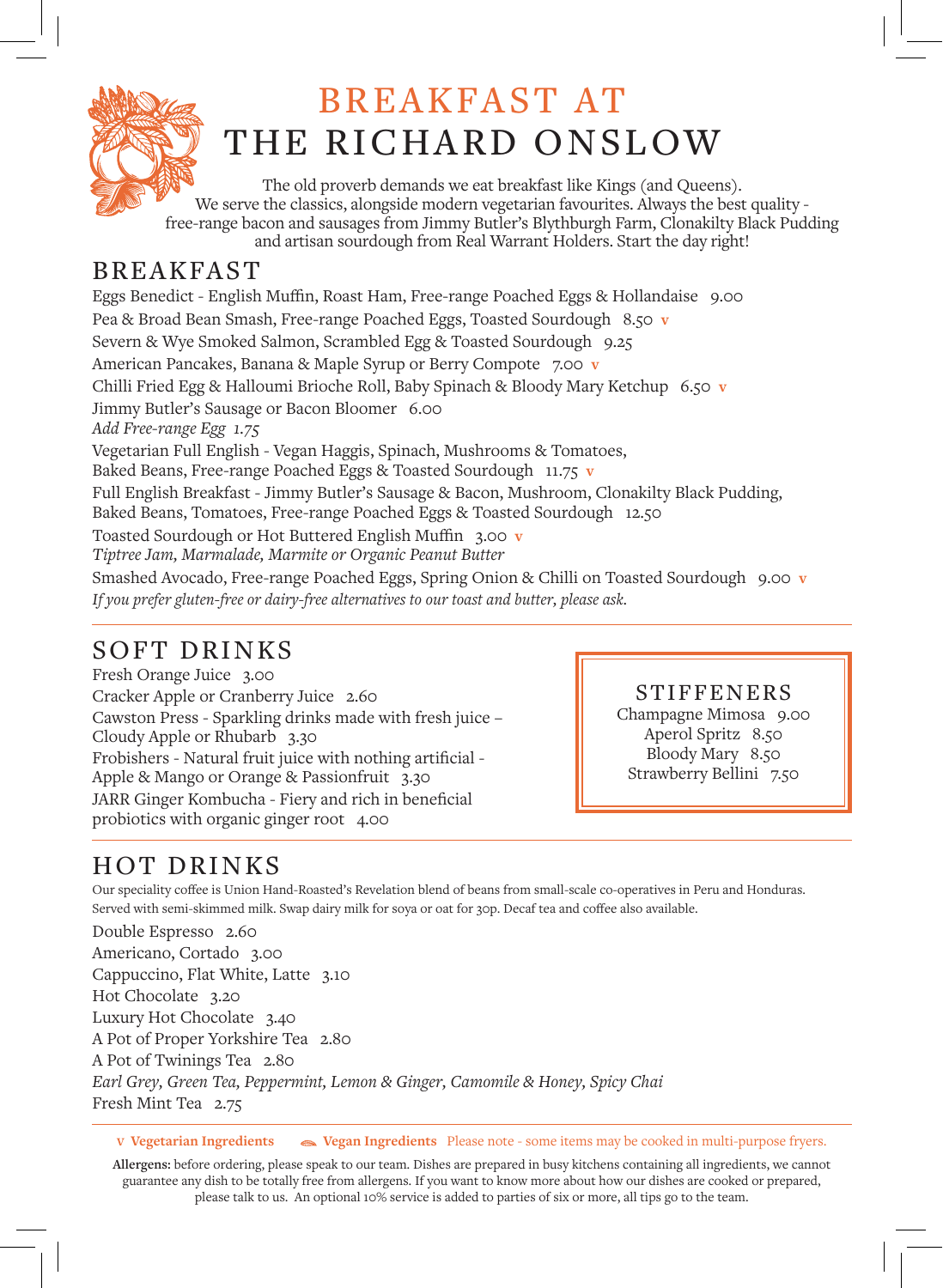# BREAKFAST AT THE RICHARD ONSLOW

The old proverb demands we eat breakfast like Kings (and Queens). We serve the classics, alongside modern vegetarian favourites. Always the best quality - free-range bacon and sausages from Jimmy Butler's Blythburgh Farm, Clonakilty Black Pudding and artisan sourdough from Real Warrant Holders. Start the day right!

## BREAKFAST

Eggs Benedict - English Muffin, Roast Ham, Free-range Poached Eggs & Hollandaise 9.00

Pea & Broad Bean Smash, Free-range Poached Eggs, Toasted Sourdough 8.50 v

Severn & Wye Smoked Salmon, Scrambled Egg & Toasted Sourdough 9.25

American Pancakes, Banana & Maple Syrup or Berry Compote 7.00 v

Chilli Fried Egg & Halloumi Brioche Roll, Baby Spinach & Bloody Mary Ketchup 6.50 v

Jimmy Butler's Sausage or Bacon Bloomer 6.00
*Add Free-range Egg 1.75*

Vegetarian Full English - Vegan Haggis, Spinach, Mushrooms & Tomatoes, Baked Beans, Free-range Poached Eggs & Toasted Sourdough 11.75 v

Full English Breakfast - Jimmy Butler's Sausage & Bacon, Mushroom, Clonakilty Black Pudding, Baked Beans, Tomatoes, Free-range Poached Eggs & Toasted Sourdough 12.50

Toasted Sourdough or Hot Buttered English Muffin 3.00 v
*Tiptree Jam, Marmalade, Marmite or Organic Peanut Butter*

Smashed Avocado, Free-range Poached Eggs, Spring Onion & Chilli on Toasted Sourdough 9.00 v

*If you prefer gluten-free or dairy-free alternatives to our toast and butter, please ask.*

## SOFT DRINKS

Fresh Orange Juice 3.00

Cracker Apple or Cranberry Juice 2.60

Cawston Press - Sparkling drinks made with fresh juice – Cloudy Apple or Rhubarb 3.30

Frobishers - Natural fruit juice with nothing artificial - Apple & Mango or Orange & Passionfruit 3.30

JARR Ginger Kombucha - Fiery and rich in beneficial probiotics with organic ginger root 4.00

### STIFFENERS

Champagne Mimosa 9.00
Aperol Spritz 8.50
Bloody Mary 8.50
Strawberry Bellini 7.50

## HOT DRINKS

Our speciality coffee is Union Hand-Roasted's Revelation blend of beans from small-scale co-operatives in Peru and Honduras. Served with semi-skimmed milk. Swap dairy milk for soya or oat for 30p. Decaf tea and coffee also available.

Double Espresso 2.60

Americano, Cortado 3.00

Cappuccino, Flat White, Latte 3.10

Hot Chocolate 3.20

Luxury Hot Chocolate 3.40

A Pot of Proper Yorkshire Tea 2.80

A Pot of Twinings Tea 2.80
*Earl Grey, Green Tea, Peppermint, Lemon & Ginger, Camomile & Honey, Spicy Chai*

Fresh Mint Tea 2.75

**v Vegetarian Ingredients** **Vegan Ingredients** Please note - some items may be cooked in multi-purpose fryers.

**Allergens:** before ordering, please speak to our team. Dishes are prepared in busy kitchens containing all ingredients, we cannot guarantee any dish to be totally free from allergens. If you want to know more about how our dishes are cooked or prepared, please talk to us. An optional 10% service is added to parties of six or more, all tips go to the team.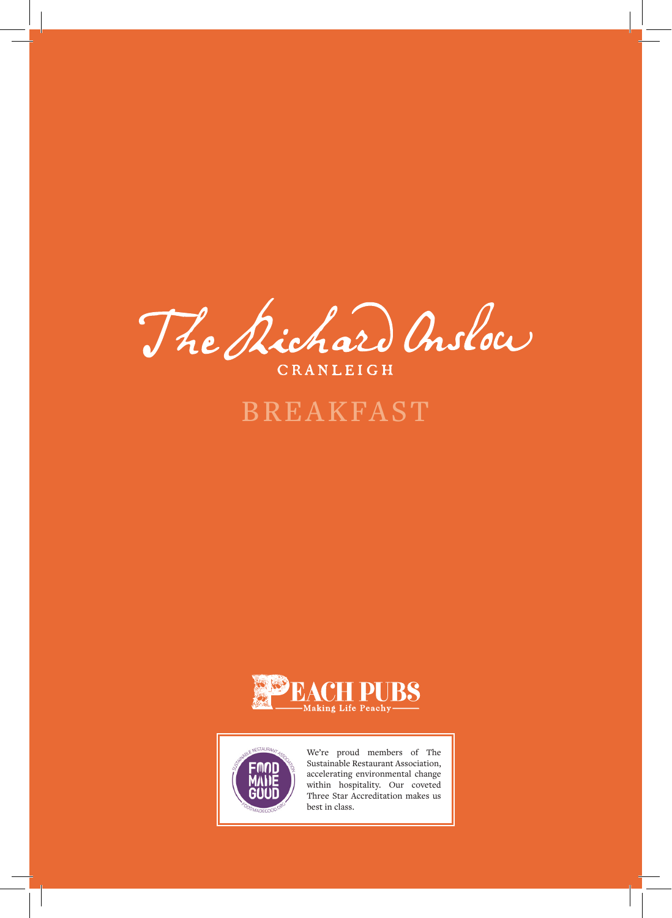# The Richard Onslow

CRANLEIGH

## BREAKFAST

PEACH PUBS

Making Life Peachy

SUSTAINABLE RESTAURANT ASSOCIATION

FOOD MADE GOOD

FOODMADEGOOD.ORG

We're proud members of The Sustainable Restaurant Association, accelerating environmental change within hospitality. Our coveted Three Star Accreditation makes us best in class.